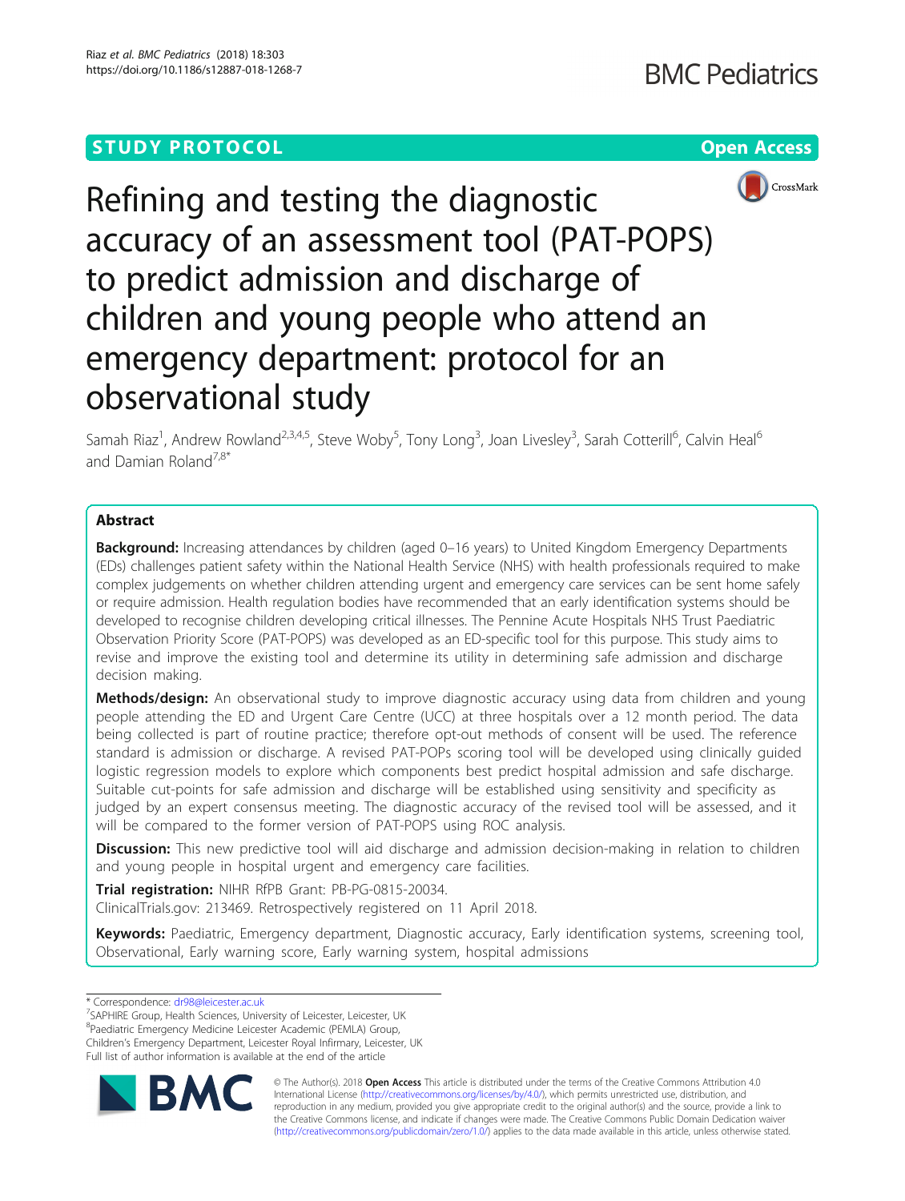STUDY PROTOCOL

Open Access

# Refining and testing the diagnostic accuracy of an assessment tool (PAT-POPS) to predict admission and discharge of children and young people who attend an emergency department: protocol for an observational study

Samah Riaz[1], Andrew Rowland[2,3,4,5], Steve Woby[5], Tony Long[3], Joan Livesley[3], Sarah Cotterill[6], Calvin Heal[6] and Damian Roland[7,8*]

## Abstract

**Background:** Increasing attendances by children (aged 0–16 years) to United Kingdom Emergency Departments (EDs) challenges patient safety within the National Health Service (NHS) with health professionals required to make complex judgements on whether children attending urgent and emergency care services can be sent home safely or require admission. Health regulation bodies have recommended that an early identification systems should be developed to recognise children developing critical illnesses. The Pennine Acute Hospitals NHS Trust Paediatric Observation Priority Score (PAT-POPS) was developed as an ED-specific tool for this purpose. This study aims to revise and improve the existing tool and determine its utility in determining safe admission and discharge decision making.

**Methods/design:** An observational study to improve diagnostic accuracy using data from children and young people attending the ED and Urgent Care Centre (UCC) at three hospitals over a 12 month period. The data being collected is part of routine practice; therefore opt-out methods of consent will be used. The reference standard is admission or discharge. A revised PAT-POPs scoring tool will be developed using clinically guided logistic regression models to explore which components best predict hospital admission and safe discharge. Suitable cut-points for safe admission and discharge will be established using sensitivity and specificity as judged by an expert consensus meeting. The diagnostic accuracy of the revised tool will be assessed, and it will be compared to the former version of PAT-POPS using ROC analysis.

**Discussion:** This new predictive tool will aid discharge and admission decision-making in relation to children and young people in hospital urgent and emergency care facilities.

**Trial registration:** NIHR RfPB Grant: PB-PG-0815-20034.
ClinicalTrials.gov: 213469. Retrospectively registered on 11 April 2018.

**Keywords:** Paediatric, Emergency department, Diagnostic accuracy, Early identification systems, screening tool, Observational, Early warning score, Early warning system, hospital admissions

\* Correspondence: dr98@leicester.ac.uk
[7]SAPHIRE Group, Health Sciences, University of Leicester, Leicester, UK
[8]Paediatric Emergency Medicine Leicester Academic (PEMLA) Group, Children's Emergency Department, Leicester Royal Infirmary, Leicester, UK
Full list of author information is available at the end of the article

© The Author(s). 2018 **Open Access** This article is distributed under the terms of the Creative Commons Attribution 4.0 International License (http://creativecommons.org/licenses/by/4.0/), which permits unrestricted use, distribution, and reproduction in any medium, provided you give appropriate credit to the original author(s) and the source, provide a link to the Creative Commons license, and indicate if changes were made. The Creative Commons Public Domain Dedication waiver (http://creativecommons.org/publicdomain/zero/1.0/) applies to the data made available in this article, unless otherwise stated.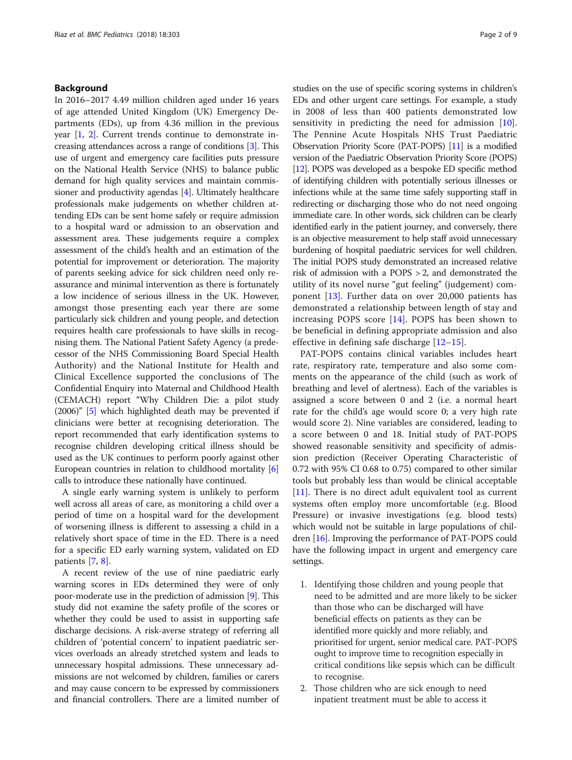## Background

In 2016–2017 4.49 million children aged under 16 years of age attended United Kingdom (UK) Emergency Departments (EDs), up from 4.36 million in the previous year [1, 2]. Current trends continue to demonstrate increasing attendances across a range of conditions [3]. This use of urgent and emergency care facilities puts pressure on the National Health Service (NHS) to balance public demand for high quality services and maintain commissioner and productivity agendas [4]. Ultimately healthcare professionals make judgements on whether children attending EDs can be sent home safely or require admission to a hospital ward or admission to an observation and assessment area. These judgements require a complex assessment of the child's health and an estimation of the potential for improvement or deterioration. The majority of parents seeking advice for sick children need only reassurance and minimal intervention as there is fortunately a low incidence of serious illness in the UK. However, amongst those presenting each year there are some particularly sick children and young people, and detection requires health care professionals to have skills in recognising them. The National Patient Safety Agency (a predecessor of the NHS Commissioning Board Special Health Authority) and the National Institute for Health and Clinical Excellence supported the conclusions of The Confidential Enquiry into Maternal and Childhood Health (CEMACH) report "Why Children Die: a pilot study (2006)" [5] which highlighted death may be prevented if clinicians were better at recognising deterioration. The report recommended that early identification systems to recognise children developing critical illness should be used as the UK continues to perform poorly against other European countries in relation to childhood mortality [6] calls to introduce these nationally have continued.

A single early warning system is unlikely to perform well across all areas of care, as monitoring a child over a period of time on a hospital ward for the development of worsening illness is different to assessing a child in a relatively short space of time in the ED. There is a need for a specific ED early warning system, validated on ED patients [7, 8].

A recent review of the use of nine paediatric early warning scores in EDs determined they were of only poor-moderate use in the prediction of admission [9]. This study did not examine the safety profile of the scores or whether they could be used to assist in supporting safe discharge decisions. A risk-averse strategy of referring all children of 'potential concern' to inpatient paediatric services overloads an already stretched system and leads to unnecessary hospital admissions. These unnecessary admissions are not welcomed by children, families or carers and may cause concern to be expressed by commissioners and financial controllers. There are a limited number of studies on the use of specific scoring systems in children's EDs and other urgent care settings. For example, a study in 2008 of less than 400 patients demonstrated low sensitivity in predicting the need for admission [10]. The Pennine Acute Hospitals NHS Trust Paediatric Observation Priority Score (PAT-POPS) [11] is a modified version of the Paediatric Observation Priority Score (POPS) [12]. POPS was developed as a bespoke ED specific method of identifying children with potentially serious illnesses or infections while at the same time safely supporting staff in redirecting or discharging those who do not need ongoing immediate care. In other words, sick children can be clearly identified early in the patient journey, and conversely, there is an objective measurement to help staff avoid unnecessary burdening of hospital paediatric services for well children. The initial POPS study demonstrated an increased relative risk of admission with a POPS > 2, and demonstrated the utility of its novel nurse "gut feeling" (judgement) component [13]. Further data on over 20,000 patients has demonstrated a relationship between length of stay and increasing POPS score [14]. POPS has been shown to be beneficial in defining appropriate admission and also effective in defining safe discharge [12–15].

PAT-POPS contains clinical variables includes heart rate, respiratory rate, temperature and also some comments on the appearance of the child (such as work of breathing and level of alertness). Each of the variables is assigned a score between 0 and 2 (i.e. a normal heart rate for the child's age would score 0; a very high rate would score 2). Nine variables are considered, leading to a score between 0 and 18. Initial study of PAT-POPS showed reasonable sensitivity and specificity of admission prediction (Receiver Operating Characteristic of 0.72 with 95% CI 0.68 to 0.75) compared to other similar tools but probably less than would be clinical acceptable [11]. There is no direct adult equivalent tool as current systems often employ more uncomfortable (e.g. Blood Pressure) or invasive investigations (e.g. blood tests) which would not be suitable in large populations of children [16]. Improving the performance of PAT-POPS could have the following impact in urgent and emergency care settings.

1. Identifying those children and young people that need to be admitted and are more likely to be sicker than those who can be discharged will have beneficial effects on patients as they can be identified more quickly and more reliably, and prioritised for urgent, senior medical care. PAT-POPS ought to improve time to recognition especially in critical conditions like sepsis which can be difficult to recognise.
2. Those children who are sick enough to need inpatient treatment must be able to access it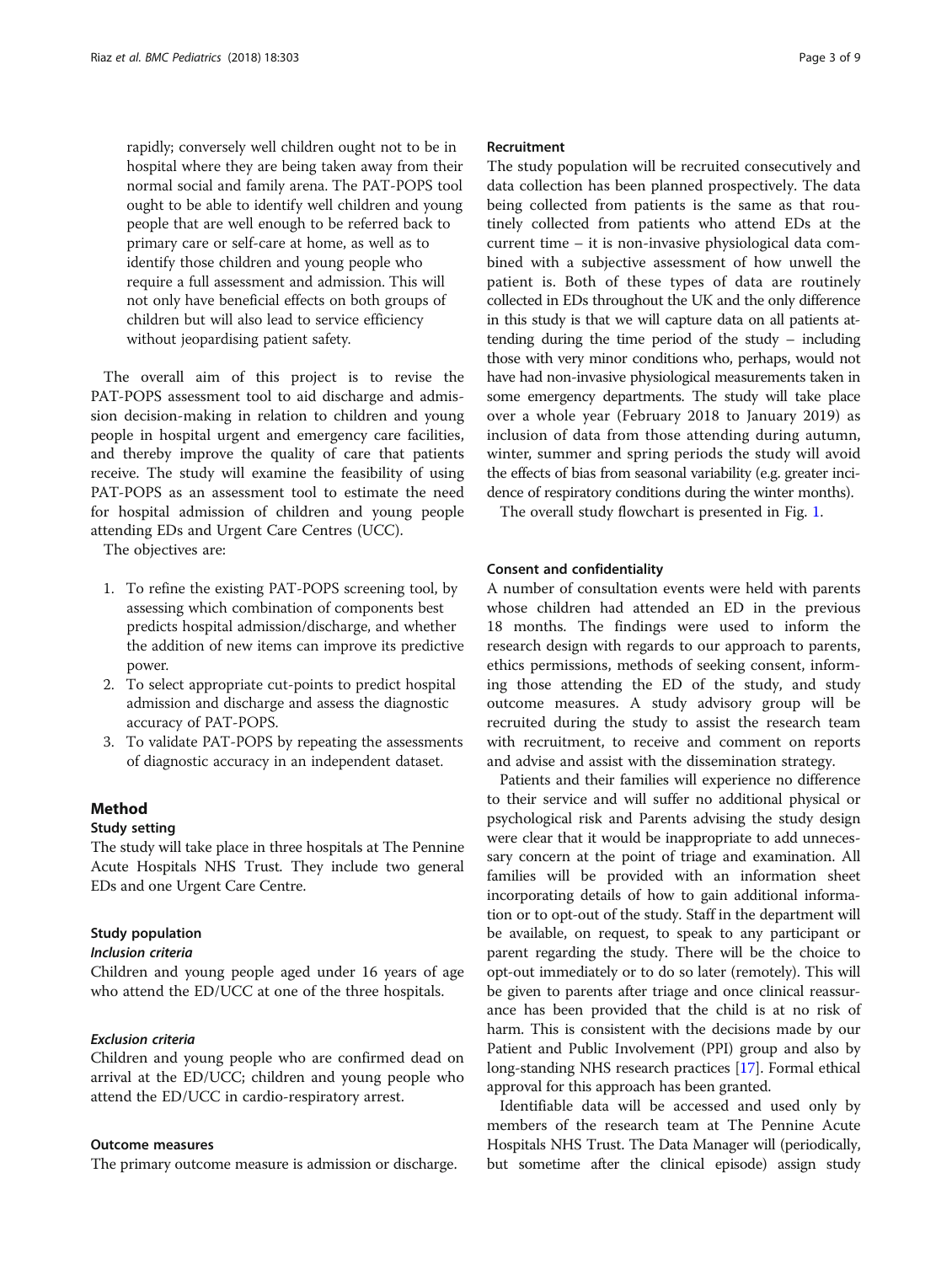rapidly; conversely well children ought not to be in hospital where they are being taken away from their normal social and family arena. The PAT-POPS tool ought to be able to identify well children and young people that are well enough to be referred back to primary care or self-care at home, as well as to identify those children and young people who require a full assessment and admission. This will not only have beneficial effects on both groups of children but will also lead to service efficiency without jeopardising patient safety.

The overall aim of this project is to revise the PAT-POPS assessment tool to aid discharge and admission decision-making in relation to children and young people in hospital urgent and emergency care facilities, and thereby improve the quality of care that patients receive. The study will examine the feasibility of using PAT-POPS as an assessment tool to estimate the need for hospital admission of children and young people attending EDs and Urgent Care Centres (UCC).

The objectives are:

1. To refine the existing PAT-POPS screening tool, by assessing which combination of components best predicts hospital admission/discharge, and whether the addition of new items can improve its predictive power.
2. To select appropriate cut-points to predict hospital admission and discharge and assess the diagnostic accuracy of PAT-POPS.
3. To validate PAT-POPS by repeating the assessments of diagnostic accuracy in an independent dataset.

## Method

### Study setting

The study will take place in three hospitals at The Pennine Acute Hospitals NHS Trust. They include two general EDs and one Urgent Care Centre.

### Study population

#### *Inclusion criteria*

Children and young people aged under 16 years of age who attend the ED/UCC at one of the three hospitals.

#### *Exclusion criteria*

Children and young people who are confirmed dead on arrival at the ED/UCC; children and young people who attend the ED/UCC in cardio-respiratory arrest.

### Outcome measures

The primary outcome measure is admission or discharge.

### Recruitment

The study population will be recruited consecutively and data collection has been planned prospectively. The data being collected from patients is the same as that routinely collected from patients who attend EDs at the current time – it is non-invasive physiological data combined with a subjective assessment of how unwell the patient is. Both of these types of data are routinely collected in EDs throughout the UK and the only difference in this study is that we will capture data on all patients attending during the time period of the study – including those with very minor conditions who, perhaps, would not have had non-invasive physiological measurements taken in some emergency departments. The study will take place over a whole year (February 2018 to January 2019) as inclusion of data from those attending during autumn, winter, summer and spring periods the study will avoid the effects of bias from seasonal variability (e.g. greater incidence of respiratory conditions during the winter months).

The overall study flowchart is presented in Fig. 1.

### Consent and confidentiality

A number of consultation events were held with parents whose children had attended an ED in the previous 18 months. The findings were used to inform the research design with regards to our approach to parents, ethics permissions, methods of seeking consent, informing those attending the ED of the study, and study outcome measures. A study advisory group will be recruited during the study to assist the research team with recruitment, to receive and comment on reports and advise and assist with the dissemination strategy.

Patients and their families will experience no difference to their service and will suffer no additional physical or psychological risk and Parents advising the study design were clear that it would be inappropriate to add unnecessary concern at the point of triage and examination. All families will be provided with an information sheet incorporating details of how to gain additional information or to opt-out of the study. Staff in the department will be available, on request, to speak to any participant or parent regarding the study. There will be the choice to opt-out immediately or to do so later (remotely). This will be given to parents after triage and once clinical reassurance has been provided that the child is at no risk of harm. This is consistent with the decisions made by our Patient and Public Involvement (PPI) group and also by long-standing NHS research practices [17]. Formal ethical approval for this approach has been granted.

Identifiable data will be accessed and used only by members of the research team at The Pennine Acute Hospitals NHS Trust. The Data Manager will (periodically, but sometime after the clinical episode) assign study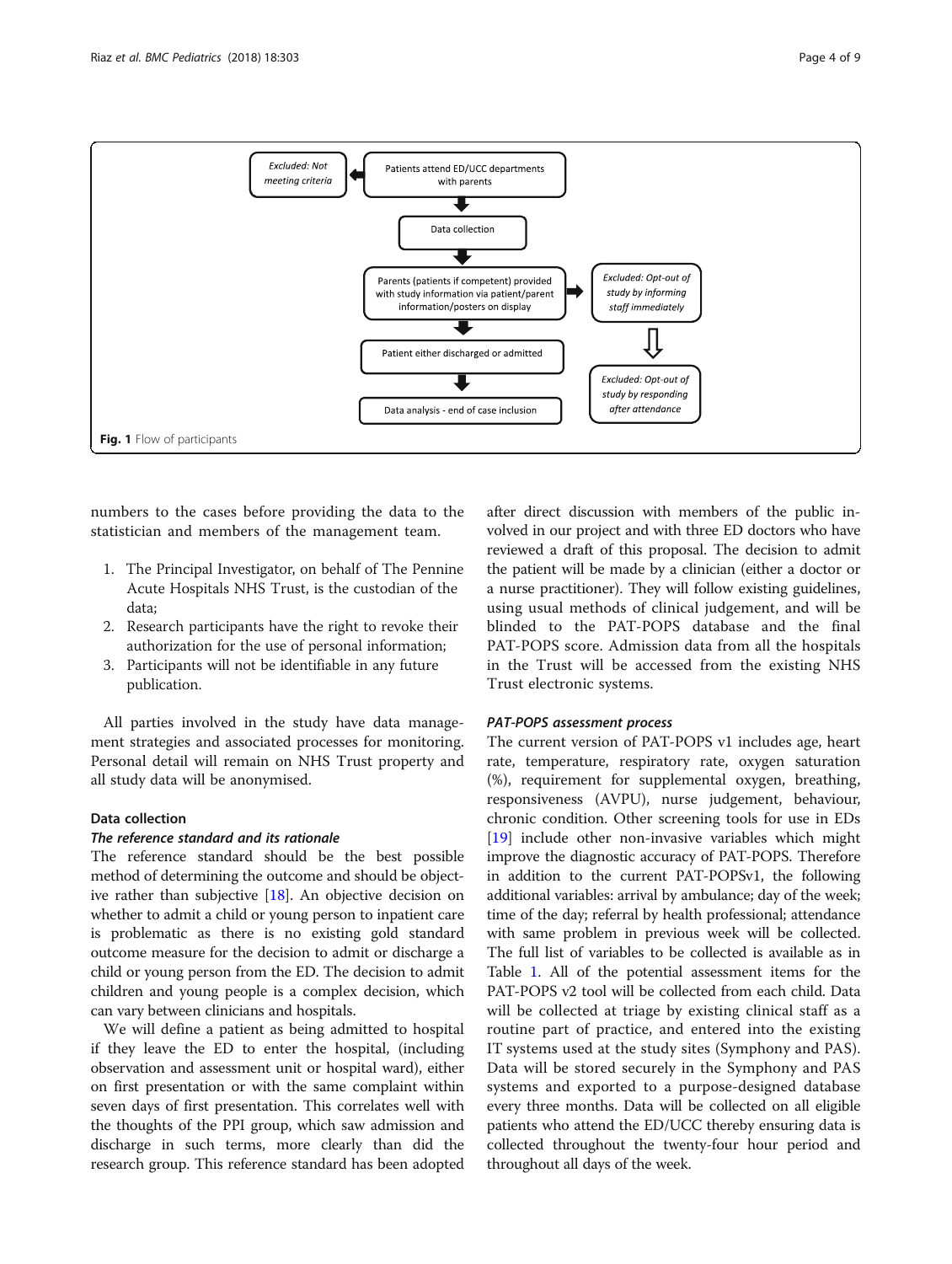Excluded: Not meeting criteria

Patients attend ED/UCC departments with parents

Data collection

Parents (patients if competent) provided with study information via patient/parent information/posters on display

Excluded: Opt-out of study by informing staff immediately

Patient either discharged or admitted

Excluded: Opt-out of study by responding after attendance

Data analysis - end of case inclusion

**Fig. 1** Flow of participants

numbers to the cases before providing the data to the statistician and members of the management team.

1. The Principal Investigator, on behalf of The Pennine Acute Hospitals NHS Trust, is the custodian of the data;
2. Research participants have the right to revoke their authorization for the use of personal information;
3. Participants will not be identifiable in any future publication.

All parties involved in the study have data management strategies and associated processes for monitoring. Personal detail will remain on NHS Trust property and all study data will be anonymised.

### Data collection

#### *The reference standard and its rationale*

The reference standard should be the best possible method of determining the outcome and should be objective rather than subjective [18]. An objective decision on whether to admit a child or young person to inpatient care is problematic as there is no existing gold standard outcome measure for the decision to admit or discharge a child or young person from the ED. The decision to admit children and young people is a complex decision, which can vary between clinicians and hospitals.

We will define a patient as being admitted to hospital if they leave the ED to enter the hospital, (including observation and assessment unit or hospital ward), either on first presentation or with the same complaint within seven days of first presentation. This correlates well with the thoughts of the PPI group, which saw admission and discharge in such terms, more clearly than did the research group. This reference standard has been adopted after direct discussion with members of the public involved in our project and with three ED doctors who have reviewed a draft of this proposal. The decision to admit the patient will be made by a clinician (either a doctor or a nurse practitioner). They will follow existing guidelines, using usual methods of clinical judgement, and will be blinded to the PAT-POPS database and the final PAT-POPS score. Admission data from all the hospitals in the Trust will be accessed from the existing NHS Trust electronic systems.

#### *PAT-POPS assessment process*

The current version of PAT-POPS v1 includes age, heart rate, temperature, respiratory rate, oxygen saturation (%), requirement for supplemental oxygen, breathing, responsiveness (AVPU), nurse judgement, behaviour, chronic condition. Other screening tools for use in EDs [19] include other non-invasive variables which might improve the diagnostic accuracy of PAT-POPS. Therefore in addition to the current PAT-POPSv1, the following additional variables: arrival by ambulance; day of the week; time of the day; referral by health professional; attendance with same problem in previous week will be collected. The full list of variables to be collected is available as in Table 1. All of the potential assessment items for the PAT-POPS v2 tool will be collected from each child. Data will be collected at triage by existing clinical staff as a routine part of practice, and entered into the existing IT systems used at the study sites (Symphony and PAS). Data will be stored securely in the Symphony and PAS systems and exported to a purpose-designed database every three months. Data will be collected on all eligible patients who attend the ED/UCC thereby ensuring data is collected throughout the twenty-four hour period and throughout all days of the week.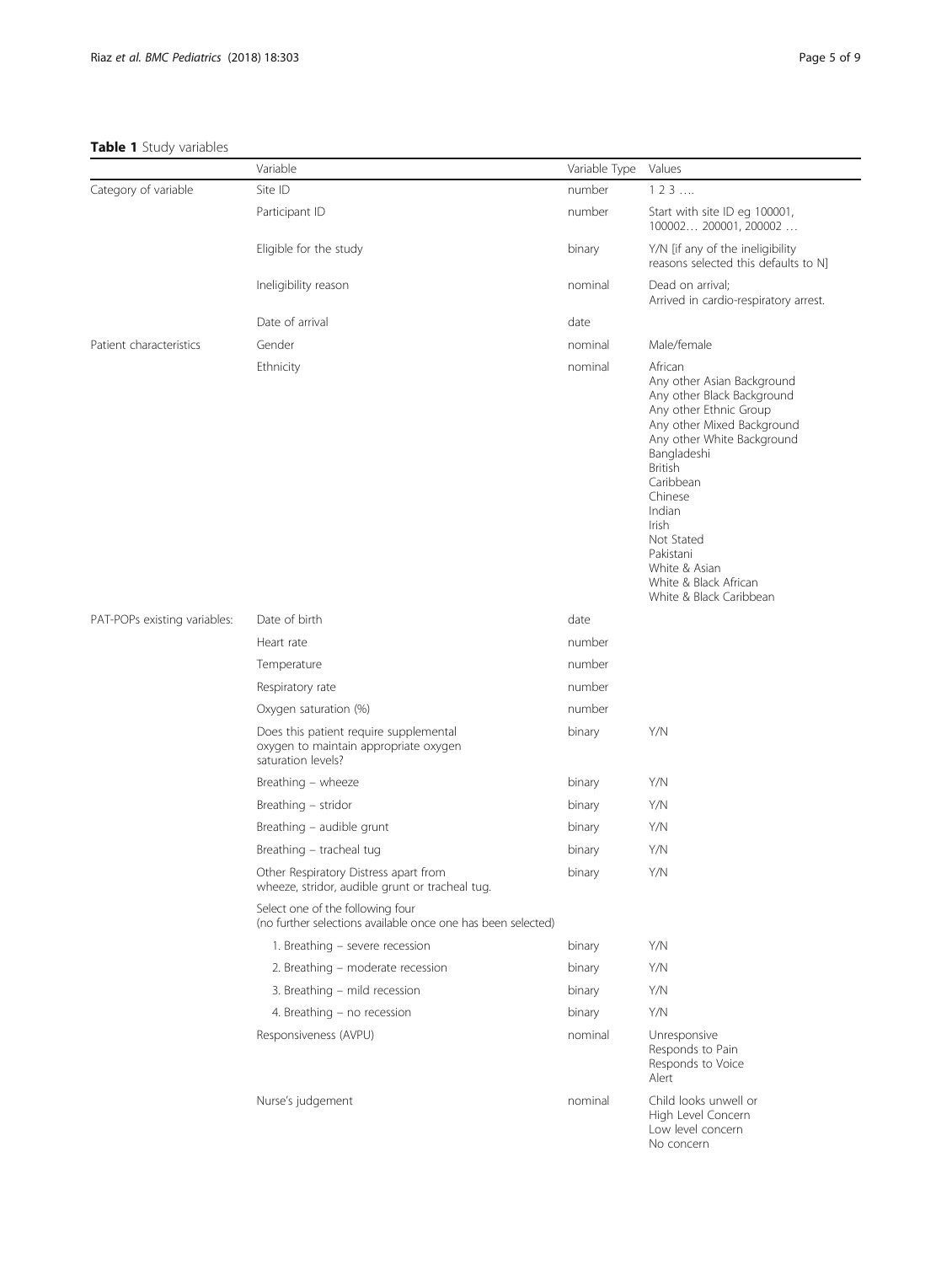**Table 1** Study variables

| | Variable | Variable Type | Values |
|---|---|---|---|
| Category of variable | Site ID | number | 1 2 3 …. |
| | Participant ID | number | Start with site ID eg 100001, 100002… 200001, 200002 … |
| | Eligible for the study | binary | Y/N [if any of the ineligibility reasons selected this defaults to N] |
| | Ineligibility reason | nominal | Dead on arrival;<br>Arrived in cardio-respiratory arrest. |
| | Date of arrival | date | |
| Patient characteristics | Gender | nominal | Male/female |
| | Ethnicity | nominal | African<br>Any other Asian Background<br>Any other Black Background<br>Any other Ethnic Group<br>Any other Mixed Background<br>Any other White Background<br>Bangladeshi<br>British<br>Caribbean<br>Chinese<br>Indian<br>Irish<br>Not Stated<br>Pakistani<br>White & Asian<br>White & Black African<br>White & Black Caribbean |
| PAT-POPs existing variables: | Date of birth | date | |
| | Heart rate | number | |
| | Temperature | number | |
| | Respiratory rate | number | |
| | Oxygen saturation (%) | number | |
| | Does this patient require supplemental oxygen to maintain appropriate oxygen saturation levels? | binary | Y/N |
| | Breathing – wheeze | binary | Y/N |
| | Breathing – stridor | binary | Y/N |
| | Breathing – audible grunt | binary | Y/N |
| | Breathing – tracheal tug | binary | Y/N |
| | Other Respiratory Distress apart from wheeze, stridor, audible grunt or tracheal tug. | binary | Y/N |
| | Select one of the following four (no further selections available once one has been selected) | | |
| | 1. Breathing – severe recession | binary | Y/N |
| | 2. Breathing – moderate recession | binary | Y/N |
| | 3. Breathing – mild recession | binary | Y/N |
| | 4. Breathing – no recession | binary | Y/N |
| | Responsiveness (AVPU) | nominal | Unresponsive<br>Responds to Pain<br>Responds to Voice<br>Alert |
| | Nurse's judgement | nominal | Child looks unwell or<br>High Level Concern<br>Low level concern<br>No concern |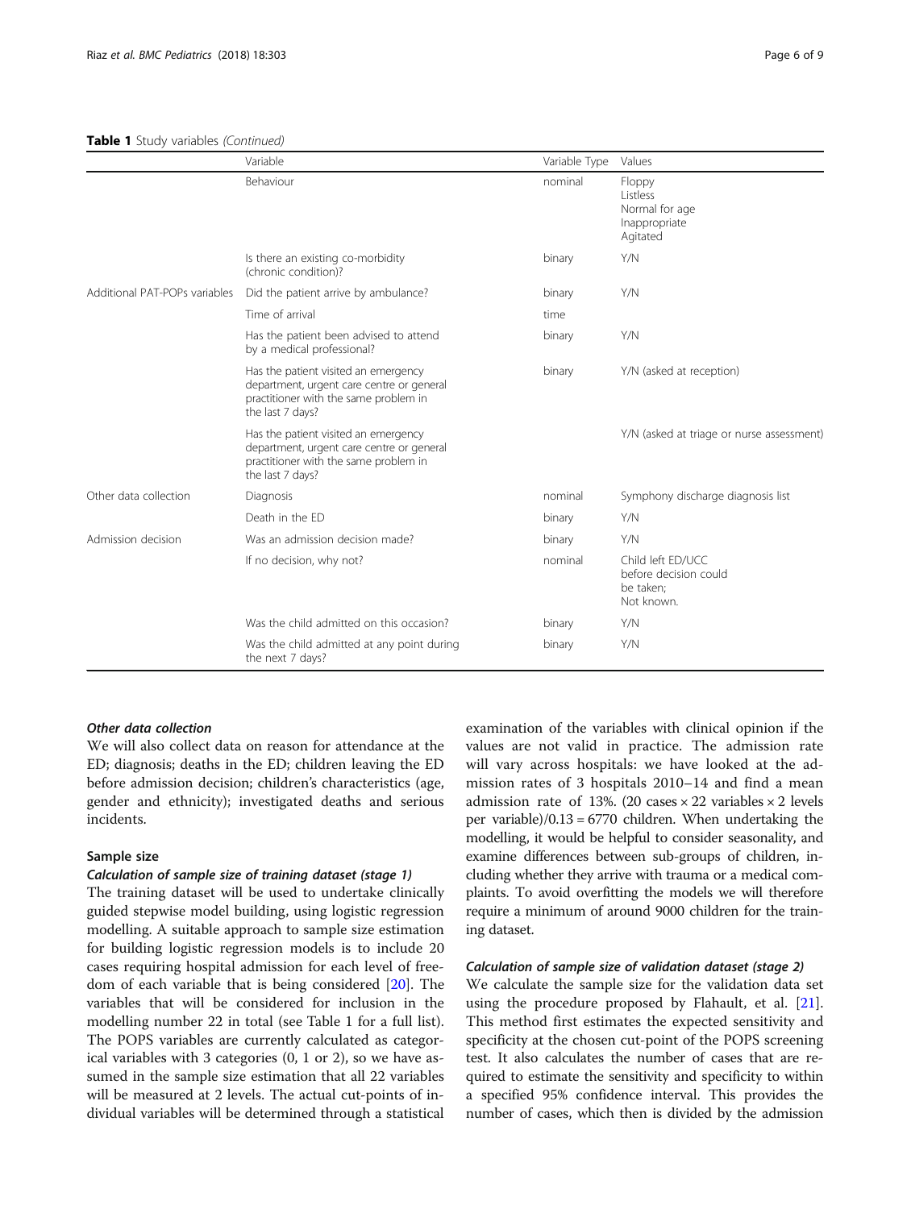**Table 1** Study variables *(Continued)*

| | Variable | Variable Type | Values |
|---|---|---|---|
| | Behaviour | nominal | Floppy<br>Listless<br>Normal for age<br>Inappropriate<br>Agitated |
| | Is there an existing co-morbidity (chronic condition)? | binary | Y/N |
| Additional PAT-POPs variables | Did the patient arrive by ambulance? | binary | Y/N |
| | Time of arrival | time | |
| | Has the patient been advised to attend by a medical professional? | binary | Y/N |
| | Has the patient visited an emergency department, urgent care centre or general practitioner with the same problem in the last 7 days? | binary | Y/N (asked at reception) |
| | Has the patient visited an emergency department, urgent care centre or general practitioner with the same problem in the last 7 days? | | Y/N (asked at triage or nurse assessment) |
| Other data collection | Diagnosis | nominal | Symphony discharge diagnosis list |
| | Death in the ED | binary | Y/N |
| Admission decision | Was an admission decision made? | binary | Y/N |
| | If no decision, why not? | nominal | Child left ED/UCC before decision could be taken;<br>Not known. |
| | Was the child admitted on this occasion? | binary | Y/N |
| | Was the child admitted at any point during the next 7 days? | binary | Y/N |

#### *Other data collection*

We will also collect data on reason for attendance at the ED; diagnosis; deaths in the ED; children leaving the ED before admission decision; children's characteristics (age, gender and ethnicity); investigated deaths and serious incidents.

### Sample size

#### *Calculation of sample size of training dataset (stage 1)*

The training dataset will be used to undertake clinically guided stepwise model building, using logistic regression modelling. A suitable approach to sample size estimation for building logistic regression models is to include 20 cases requiring hospital admission for each level of freedom of each variable that is being considered [20]. The variables that will be considered for inclusion in the modelling number 22 in total (see Table 1 for a full list). The POPS variables are currently calculated as categorical variables with 3 categories (0, 1 or 2), so we have assumed in the sample size estimation that all 22 variables will be measured at 2 levels. The actual cut-points of individual variables will be determined through a statistical examination of the variables with clinical opinion if the values are not valid in practice. The admission rate will vary across hospitals: we have looked at the admission rates of 3 hospitals 2010–14 and find a mean admission rate of 13%. (20 cases × 22 variables × 2 levels per variable)/0.13 = 6770 children. When undertaking the modelling, it would be helpful to consider seasonality, and examine differences between sub-groups of children, including whether they arrive with trauma or a medical complaints. To avoid overfitting the models we will therefore require a minimum of around 9000 children for the training dataset.

#### *Calculation of sample size of validation dataset (stage 2)*

We calculate the sample size for the validation data set using the procedure proposed by Flahault, et al. [21]. This method first estimates the expected sensitivity and specificity at the chosen cut-point of the POPS screening test. It also calculates the number of cases that are required to estimate the sensitivity and specificity to within a specified 95% confidence interval. This provides the number of cases, which then is divided by the admission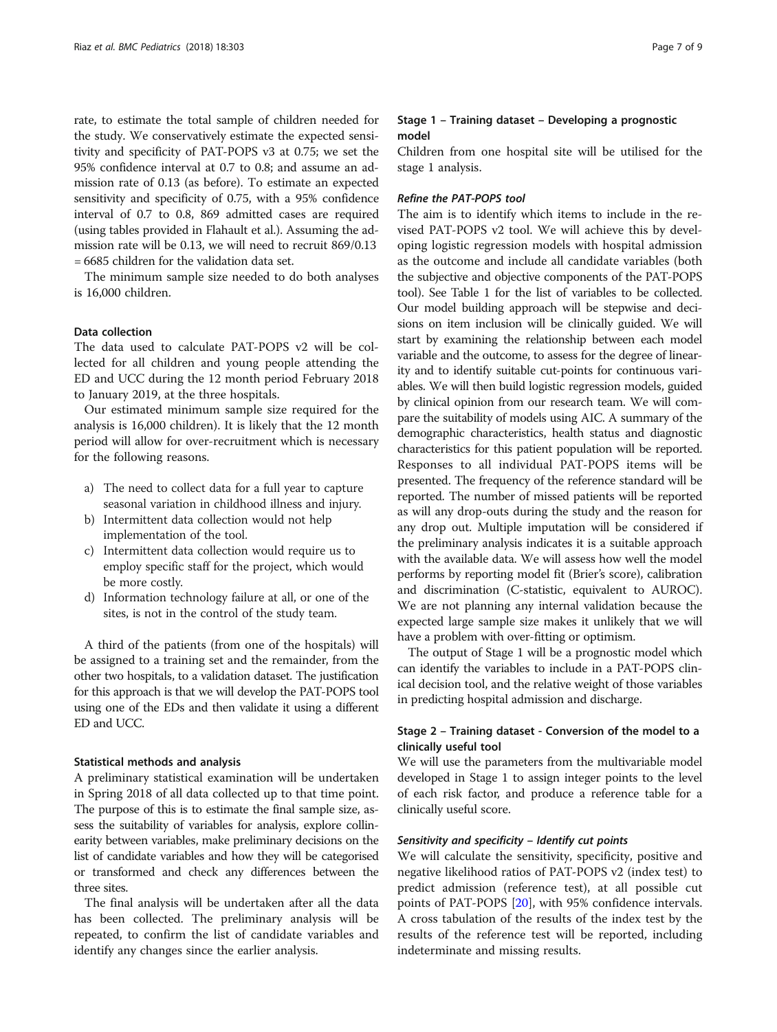rate, to estimate the total sample of children needed for the study. We conservatively estimate the expected sensitivity and specificity of PAT-POPS v3 at 0.75; we set the 95% confidence interval at 0.7 to 0.8; and assume an admission rate of 0.13 (as before). To estimate an expected sensitivity and specificity of 0.75, with a 95% confidence interval of 0.7 to 0.8, 869 admitted cases are required (using tables provided in Flahault et al.). Assuming the admission rate will be 0.13, we will need to recruit 869/0.13 = 6685 children for the validation data set.

The minimum sample size needed to do both analyses is 16,000 children.

### Data collection

The data used to calculate PAT-POPS v2 will be collected for all children and young people attending the ED and UCC during the 12 month period February 2018 to January 2019, at the three hospitals.

Our estimated minimum sample size required for the analysis is 16,000 children). It is likely that the 12 month period will allow for over-recruitment which is necessary for the following reasons.

a) The need to collect data for a full year to capture seasonal variation in childhood illness and injury.
b) Intermittent data collection would not help implementation of the tool.
c) Intermittent data collection would require us to employ specific staff for the project, which would be more costly.
d) Information technology failure at all, or one of the sites, is not in the control of the study team.

A third of the patients (from one of the hospitals) will be assigned to a training set and the remainder, from the other two hospitals, to a validation dataset. The justification for this approach is that we will develop the PAT-POPS tool using one of the EDs and then validate it using a different ED and UCC.

### Statistical methods and analysis

A preliminary statistical examination will be undertaken in Spring 2018 of all data collected up to that time point. The purpose of this is to estimate the final sample size, assess the suitability of variables for analysis, explore collinearity between variables, make preliminary decisions on the list of candidate variables and how they will be categorised or transformed and check any differences between the three sites.

The final analysis will be undertaken after all the data has been collected. The preliminary analysis will be repeated, to confirm the list of candidate variables and identify any changes since the earlier analysis.

### Stage 1 – Training dataset – Developing a prognostic model

Children from one hospital site will be utilised for the stage 1 analysis.

#### *Refine the PAT-POPS tool*

The aim is to identify which items to include in the revised PAT-POPS v2 tool. We will achieve this by developing logistic regression models with hospital admission as the outcome and include all candidate variables (both the subjective and objective components of the PAT-POPS tool). See Table 1 for the list of variables to be collected. Our model building approach will be stepwise and decisions on item inclusion will be clinically guided. We will start by examining the relationship between each model variable and the outcome, to assess for the degree of linearity and to identify suitable cut-points for continuous variables. We will then build logistic regression models, guided by clinical opinion from our research team. We will compare the suitability of models using AIC. A summary of the demographic characteristics, health status and diagnostic characteristics for this patient population will be reported. Responses to all individual PAT-POPS items will be presented. The frequency of the reference standard will be reported. The number of missed patients will be reported as will any drop-outs during the study and the reason for any drop out. Multiple imputation will be considered if the preliminary analysis indicates it is a suitable approach with the available data. We will assess how well the model performs by reporting model fit (Brier's score), calibration and discrimination (C-statistic, equivalent to AUROC). We are not planning any internal validation because the expected large sample size makes it unlikely that we will have a problem with over-fitting or optimism.

The output of Stage 1 will be a prognostic model which can identify the variables to include in a PAT-POPS clinical decision tool, and the relative weight of those variables in predicting hospital admission and discharge.

### Stage 2 – Training dataset - Conversion of the model to a clinically useful tool

We will use the parameters from the multivariable model developed in Stage 1 to assign integer points to the level of each risk factor, and produce a reference table for a clinically useful score.

#### *Sensitivity and specificity – Identify cut points*

We will calculate the sensitivity, specificity, positive and negative likelihood ratios of PAT-POPS v2 (index test) to predict admission (reference test), at all possible cut points of PAT-POPS [20], with 95% confidence intervals. A cross tabulation of the results of the index test by the results of the reference test will be reported, including indeterminate and missing results.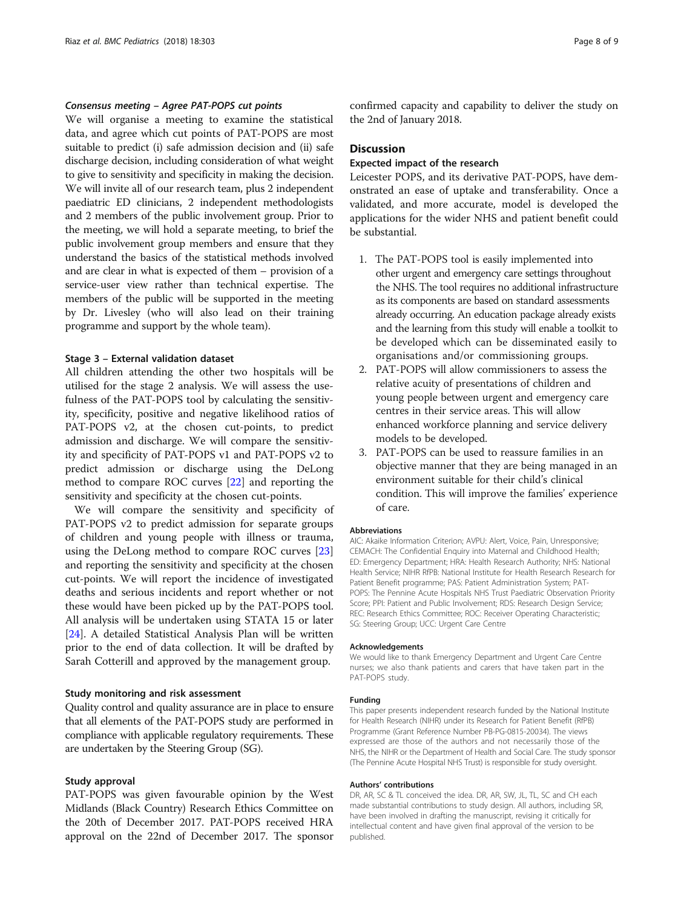#### *Consensus meeting – Agree PAT-POPS cut points*

We will organise a meeting to examine the statistical data, and agree which cut points of PAT-POPS are most suitable to predict (i) safe admission decision and (ii) safe discharge decision, including consideration of what weight to give to sensitivity and specificity in making the decision. We will invite all of our research team, plus 2 independent paediatric ED clinicians, 2 independent methodologists and 2 members of the public involvement group. Prior to the meeting, we will hold a separate meeting, to brief the public involvement group members and ensure that they understand the basics of the statistical methods involved and are clear in what is expected of them – provision of a service-user view rather than technical expertise. The members of the public will be supported in the meeting by Dr. Livesley (who will also lead on their training programme and support by the whole team).

### Stage 3 – External validation dataset

All children attending the other two hospitals will be utilised for the stage 2 analysis. We will assess the usefulness of the PAT-POPS tool by calculating the sensitivity, specificity, positive and negative likelihood ratios of PAT-POPS v2, at the chosen cut-points, to predict admission and discharge. We will compare the sensitivity and specificity of PAT-POPS v1 and PAT-POPS v2 to predict admission or discharge using the DeLong method to compare ROC curves [22] and reporting the sensitivity and specificity at the chosen cut-points.

We will compare the sensitivity and specificity of PAT-POPS v2 to predict admission for separate groups of children and young people with illness or trauma, using the DeLong method to compare ROC curves [23] and reporting the sensitivity and specificity at the chosen cut-points. We will report the incidence of investigated deaths and serious incidents and report whether or not these would have been picked up by the PAT-POPS tool. All analysis will be undertaken using STATA 15 or later [24]. A detailed Statistical Analysis Plan will be written prior to the end of data collection. It will be drafted by Sarah Cotterill and approved by the management group.

### Study monitoring and risk assessment

Quality control and quality assurance are in place to ensure that all elements of the PAT-POPS study are performed in compliance with applicable regulatory requirements. These are undertaken by the Steering Group (SG).

### Study approval

PAT-POPS was given favourable opinion by the West Midlands (Black Country) Research Ethics Committee on the 20th of December 2017. PAT-POPS received HRA approval on the 22nd of December 2017. The sponsor confirmed capacity and capability to deliver the study on the 2nd of January 2018.

## Discussion

### Expected impact of the research

Leicester POPS, and its derivative PAT-POPS, have demonstrated an ease of uptake and transferability. Once a validated, and more accurate, model is developed the applications for the wider NHS and patient benefit could be substantial.

1. The PAT-POPS tool is easily implemented into other urgent and emergency care settings throughout the NHS. The tool requires no additional infrastructure as its components are based on standard assessments already occurring. An education package already exists and the learning from this study will enable a toolkit to be developed which can be disseminated easily to organisations and/or commissioning groups.
2. PAT-POPS will allow commissioners to assess the relative acuity of presentations of children and young people between urgent and emergency care centres in their service areas. This will allow enhanced workforce planning and service delivery models to be developed.
3. PAT-POPS can be used to reassure families in an objective manner that they are being managed in an environment suitable for their child's clinical condition. This will improve the families' experience of care.

#### Abbreviations

AIC: Akaike Information Criterion; AVPU: Alert, Voice, Pain, Unresponsive; CEMACH: The Confidential Enquiry into Maternal and Childhood Health; ED: Emergency Department; HRA: Health Research Authority; NHS: National Health Service; NIHR RfPB: National Institute for Health Research Research for Patient Benefit programme; PAS: Patient Administration System; PAT-POPS: The Pennine Acute Hospitals NHS Trust Paediatric Observation Priority Score; PPI: Patient and Public Involvement; RDS: Research Design Service; REC: Research Ethics Committee; ROC: Receiver Operating Characteristic; SG: Steering Group; UCC: Urgent Care Centre

#### Acknowledgements

We would like to thank Emergency Department and Urgent Care Centre nurses; we also thank patients and carers that have taken part in the PAT-POPS study.

#### Funding

This paper presents independent research funded by the National Institute for Health Research (NIHR) under its Research for Patient Benefit (RfPB) Programme (Grant Reference Number PB-PG-0815-20034). The views expressed are those of the authors and not necessarily those of the NHS, the NIHR or the Department of Health and Social Care. The study sponsor (The Pennine Acute Hospital NHS Trust) is responsible for study oversight.

#### Authors' contributions

DR, AR, SC & TL conceived the idea. DR, AR, SW, JL, TL, SC and CH each made substantial contributions to study design. All authors, including SR, have been involved in drafting the manuscript, revising it critically for intellectual content and have given final approval of the version to be published.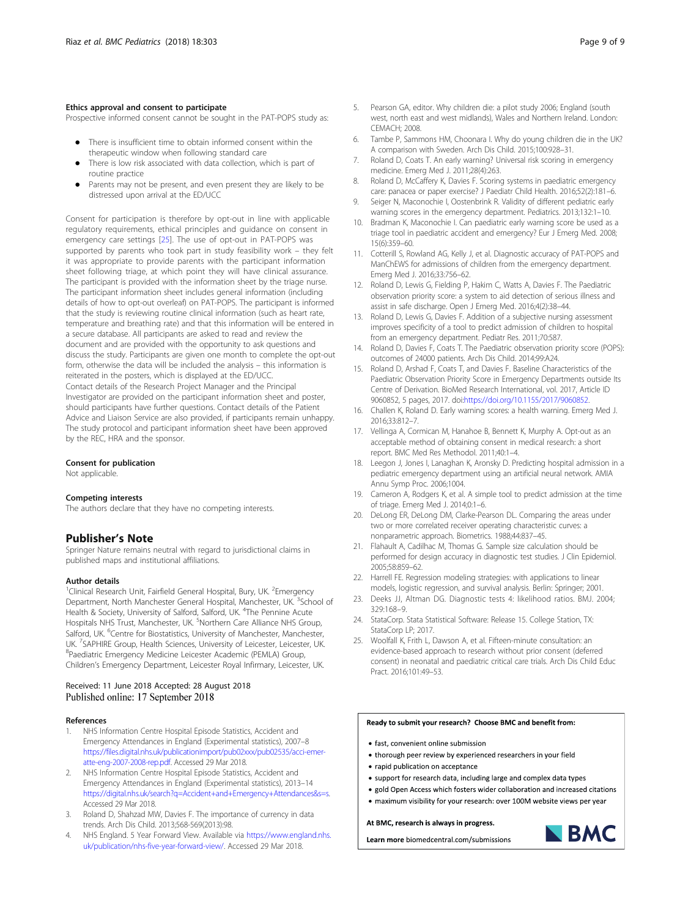### Ethics approval and consent to participate

Prospective informed consent cannot be sought in the PAT-POPS study as:

- There is insufficient time to obtain informed consent within the therapeutic window when following standard care
- There is low risk associated with data collection, which is part of routine practice
- Parents may not be present, and even present they are likely to be distressed upon arrival at the ED/UCC

Consent for participation is therefore by opt-out in line with applicable regulatory requirements, ethical principles and guidance on consent in emergency care settings [25]. The use of opt-out in PAT-POPS was supported by parents who took part in study feasibility work – they felt it was appropriate to provide parents with the participant information sheet following triage, at which point they will have clinical assurance. The participant is provided with the information sheet by the triage nurse. The participant information sheet includes general information (including details of how to opt-out overleaf) on PAT-POPS. The participant is informed that the study is reviewing routine clinical information (such as heart rate, temperature and breathing rate) and that this information will be entered in a secure database. All participants are asked to read and review the document and are provided with the opportunity to ask questions and discuss the study. Participants are given one month to complete the opt-out form, otherwise the data will be included the analysis – this information is reiterated in the posters, which is displayed at the ED/UCC.
Contact details of the Research Project Manager and the Principal Investigator are provided on the participant information sheet and poster, should participants have further questions. Contact details of the Patient Advice and Liaison Service are also provided, if participants remain unhappy. The study protocol and participant information sheet have been approved by the REC, HRA and the sponsor.

### Consent for publication

Not applicable.

### Competing interests

The authors declare that they have no competing interests.

## Publisher's Note

Springer Nature remains neutral with regard to jurisdictional claims in published maps and institutional affiliations.

### Author details

[1]Clinical Research Unit, Fairfield General Hospital, Bury, UK. [2]Emergency Department, North Manchester General Hospital, Manchester, UK. [3]School of Health & Society, University of Salford, Salford, UK. [4]The Pennine Acute Hospitals NHS Trust, Manchester, UK. [5]Northern Care Alliance NHS Group, Salford, UK. [6]Centre for Biostatistics, University of Manchester, Manchester, UK. [7]SAPHIRE Group, Health Sciences, University of Leicester, Leicester, UK. [8]Paediatric Emergency Medicine Leicester Academic (PEMLA) Group, Children's Emergency Department, Leicester Royal Infirmary, Leicester, UK.

Received: 11 June 2018 Accepted: 28 August 2018
Published online: 17 September 2018

### References

1. NHS Information Centre Hospital Episode Statistics, Accident and Emergency Attendances in England (Experimental statistics), 2007–8 https://files.digital.nhs.uk/publicationimport/pub02xxx/pub02535/acci-emer-atte-eng-2007-2008-rep.pdf. Accessed 29 Mar 2018.
2. NHS Information Centre Hospital Episode Statistics, Accident and Emergency Attendances in England (Experimental statistics), 2013–14 https://digital.nhs.uk/search?q=Accident+and+Emergency+Attendances&s=s. Accessed 29 Mar 2018.
3. Roland D, Shahzad MW, Davies F. The importance of currency in data trends. Arch Dis Child. 2013;568-569(2013):98.
4. NHS England. 5 Year Forward View. Available via https://www.england.nhs.uk/publication/nhs-five-year-forward-view/. Accessed 29 Mar 2018.
5. Pearson GA, editor. Why children die: a pilot study 2006; England (south west, north east and west midlands), Wales and Northern Ireland. London: CEMACH; 2008.
6. Tambe P, Sammons HM, Choonara I. Why do young children die in the UK? A comparison with Sweden. Arch Dis Child. 2015;100:928–31.
7. Roland D, Coats T. An early warning? Universal risk scoring in emergency medicine. Emerg Med J. 2011;28(4):263.
8. Roland D, McCaffery K, Davies F. Scoring systems in paediatric emergency care: panacea or paper exercise? J Paediatr Child Health. 2016;52(2):181–6.
9. Seiger N, Maconochie I, Oostenbrink R. Validity of different pediatric early warning scores in the emergency department. Pediatrics. 2013;132:1–10.
10. Bradman K, Maconochie I. Can paediatric early warning score be used as a triage tool in paediatric accident and emergency? Eur J Emerg Med. 2008; 15(6):359–60.
11. Cotterill S, Rowland AG, Kelly J, et al. Diagnostic accuracy of PAT-POPS and ManChEWS for admissions of children from the emergency department. Emerg Med J. 2016;33:756–62.
12. Roland D, Lewis G, Fielding P, Hakim C, Watts A, Davies F. The Paediatric observation priority score: a system to aid detection of serious illness and assist in safe discharge. Open J Emerg Med. 2016;4(2):38–44.
13. Roland D, Lewis G, Davies F. Addition of a subjective nursing assessment improves specificity of a tool to predict admission of children to hospital from an emergency department. Pediatr Res. 2011;70:587.
14. Roland D, Davies F, Coats T. The Paediatric observation priority score (POPS): outcomes of 24000 patients. Arch Dis Child. 2014;99:A24.
15. Roland D, Arshad F, Coats T, and Davies F. Baseline Characteristics of the Paediatric Observation Priority Score in Emergency Departments outside Its Centre of Derivation. BioMed Research International, vol. 2017, Article ID 9060852, 5 pages, 2017. doi:https://doi.org/10.1155/2017/9060852.
16. Challen K, Roland D. Early warning scores: a health warning. Emerg Med J. 2016;33:812–7.
17. Vellinga A, Cormican M, Hanahoe B, Bennett K, Murphy A. Opt-out as an acceptable method of obtaining consent in medical research: a short report. BMC Med Res Methodol. 2011;40:1–4.
18. Leegon J, Jones I, Lanaghan K, Aronsky D. Predicting hospital admission in a pediatric emergency department using an artificial neural network. AMIA Annu Symp Proc. 2006;1004.
19. Cameron A, Rodgers K, et al. A simple tool to predict admission at the time of triage. Emerg Med J. 2014;0:1–6.
20. DeLong ER, DeLong DM, Clarke-Pearson DL. Comparing the areas under two or more correlated receiver operating characteristic curves: a nonparametric approach. Biometrics. 1988;44:837–45.
21. Flahault A, Cadilhac M, Thomas G. Sample size calculation should be performed for design accuracy in diagnostic test studies. J Clin Epidemiol. 2005;58:859–62.
22. Harrell FE. Regression modeling strategies: with applications to linear models, logistic regression, and survival analysis. Berlin: Springer; 2001.
23. Deeks JJ, Altman DG. Diagnostic tests 4: likelihood ratios. BMJ. 2004; 329:168–9.
24. StataCorp. Stata Statistical Software: Release 15. College Station, TX: StataCorp LP; 2017.
25. Woolfall K, Frith L, Dawson A, et al. Fifteen-minute consultation: an evidence-based approach to research without prior consent (deferred consent) in neonatal and paediatric critical care trials. Arch Dis Child Educ Pract. 2016;101:49–53.

**Ready to submit your research? Choose BMC and benefit from:**

- fast, convenient online submission
- thorough peer review by experienced researchers in your field
- rapid publication on acceptance
- support for research data, including large and complex data types
- gold Open Access which fosters wider collaboration and increased citations
- maximum visibility for your research: over 100M website views per year

**At BMC, research is always in progress.**

**Learn more** biomedcentral.com/submissions

BMC